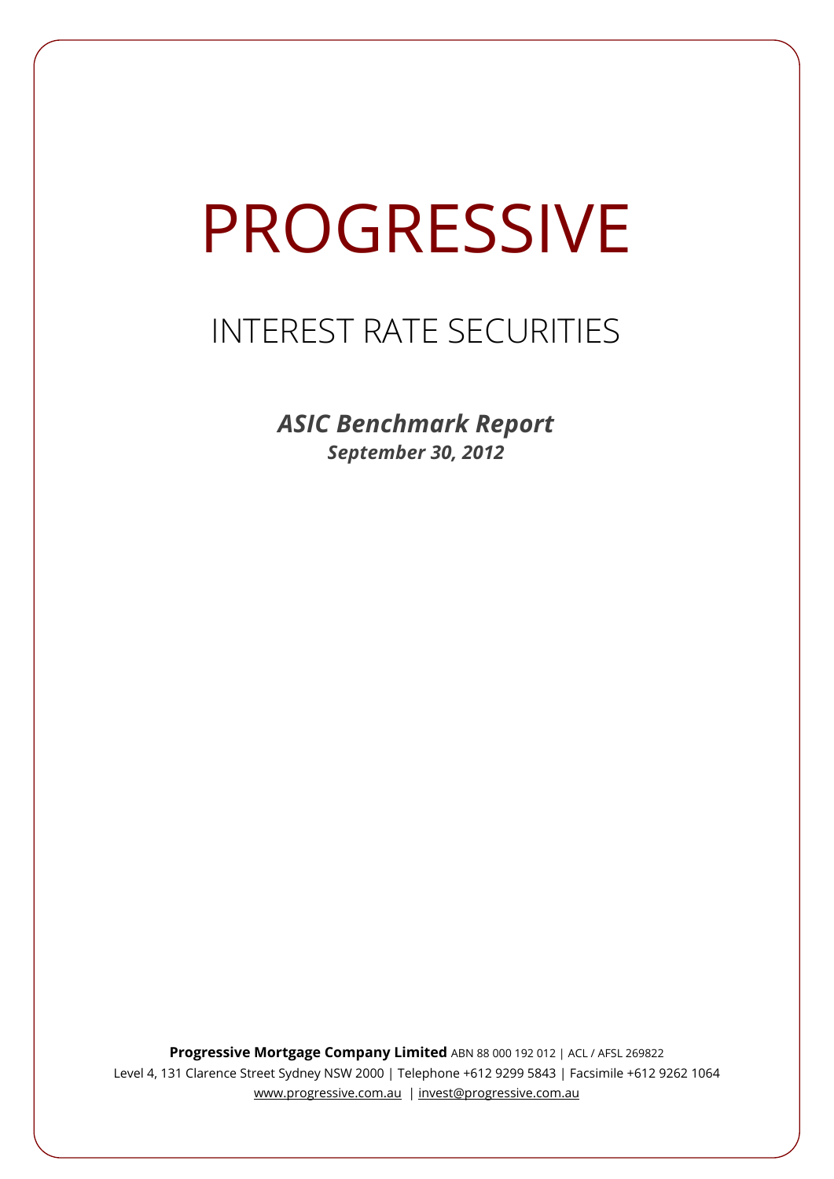# PROGRESSIVE

## INTEREST RATE SECURITIES

***ASIC Benchmark Report***

***September 30, 2012***

**Progressive Mortgage Company Limited** ABN 88 000 192 012 | ACL / AFSL 269822

Level 4, 131 Clarence Street Sydney NSW 2000 | Telephone +612 9299 5843 | Facsimile +612 9262 1064

www.progressive.com.au | invest@progressive.com.au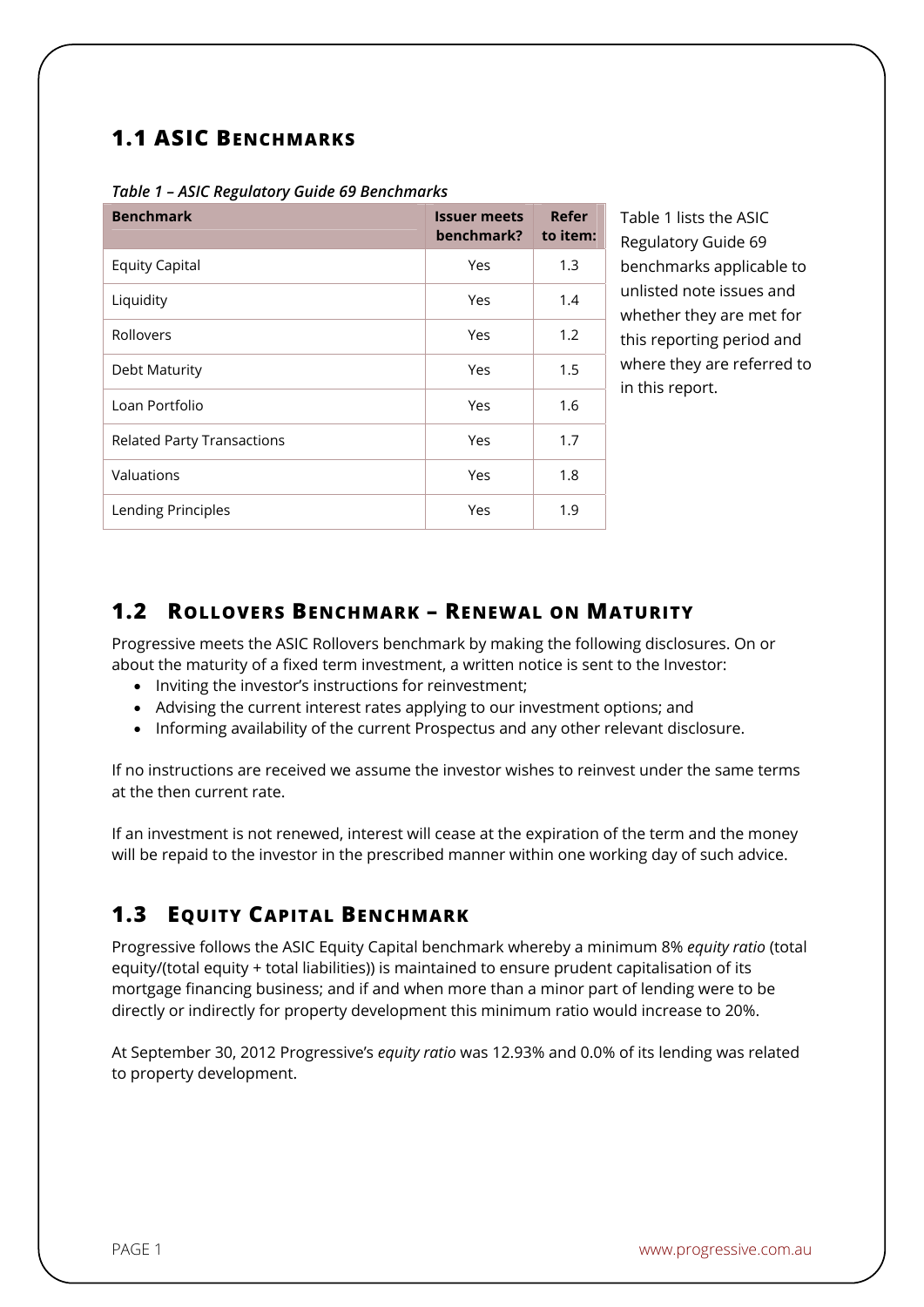## 1.1 ASIC Benchmarks

*Table 1 – ASIC Regulatory Guide 69 Benchmarks*

| Benchmark | Issuer meets benchmark? | Refer to item: |
|---|---|---|
| Equity Capital | Yes | 1.3 |
| Liquidity | Yes | 1.4 |
| Rollovers | Yes | 1.2 |
| Debt Maturity | Yes | 1.5 |
| Loan Portfolio | Yes | 1.6 |
| Related Party Transactions | Yes | 1.7 |
| Valuations | Yes | 1.8 |
| Lending Principles | Yes | 1.9 |

Table 1 lists the ASIC Regulatory Guide 69 benchmarks applicable to unlisted note issues and whether they are met for this reporting period and where they are referred to in this report.

## 1.2 Rollovers Benchmark – Renewal on Maturity

Progressive meets the ASIC Rollovers benchmark by making the following disclosures. On or about the maturity of a fixed term investment, a written notice is sent to the Investor:

- Inviting the investor's instructions for reinvestment;
- Advising the current interest rates applying to our investment options; and
- Informing availability of the current Prospectus and any other relevant disclosure.

If no instructions are received we assume the investor wishes to reinvest under the same terms at the then current rate.

If an investment is not renewed, interest will cease at the expiration of the term and the money will be repaid to the investor in the prescribed manner within one working day of such advice.

## 1.3 Equity Capital Benchmark

Progressive follows the ASIC Equity Capital benchmark whereby a minimum 8% *equity ratio* (total equity/(total equity + total liabilities)) is maintained to ensure prudent capitalisation of its mortgage financing business; and if and when more than a minor part of lending were to be directly or indirectly for property development this minimum ratio would increase to 20%.

At September 30, 2012 Progressive's *equity ratio* was 12.93% and 0.0% of its lending was related to property development.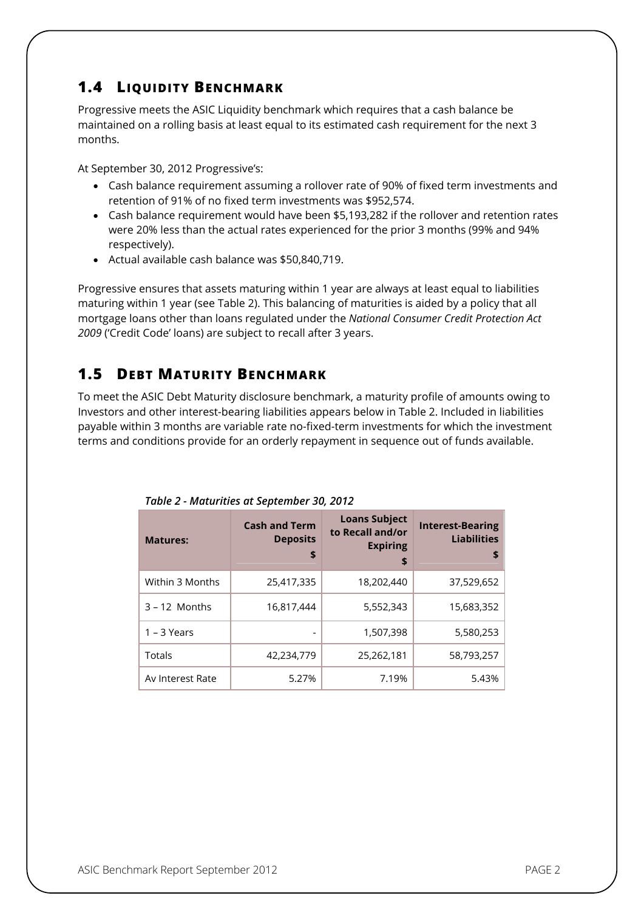## 1.4 Liquidity Benchmark

Progressive meets the ASIC Liquidity benchmark which requires that a cash balance be maintained on a rolling basis at least equal to its estimated cash requirement for the next 3 months.

At September 30, 2012 Progressive's:

- Cash balance requirement assuming a rollover rate of 90% of fixed term investments and retention of 91% of no fixed term investments was $952,574.
- Cash balance requirement would have been $5,193,282 if the rollover and retention rates were 20% less than the actual rates experienced for the prior 3 months (99% and 94% respectively).
- Actual available cash balance was $50,840,719.

Progressive ensures that assets maturing within 1 year are always at least equal to liabilities maturing within 1 year (see Table 2). This balancing of maturities is aided by a policy that all mortgage loans other than loans regulated under the *National Consumer Credit Protection Act 2009* ('Credit Code' loans) are subject to recall after 3 years.

## 1.5 Debt Maturity Benchmark

To meet the ASIC Debt Maturity disclosure benchmark, a maturity profile of amounts owing to Investors and other interest-bearing liabilities appears below in Table 2. Included in liabilities payable within 3 months are variable rate no-fixed-term investments for which the investment terms and conditions provide for an orderly repayment in sequence out of funds available.

*Table 2 - Maturities at September 30, 2012*

| Matures: | Cash and Term Deposits $ | Loans Subject to Recall and/or Expiring $ | Interest-Bearing Liabilities $ |
|---|---|---|---|
| Within 3 Months | 25,417,335 | 18,202,440 | 37,529,652 |
| 3 – 12 Months | 16,817,444 | 5,552,343 | 15,683,352 |
| 1 – 3 Years | - | 1,507,398 | 5,580,253 |
| Totals | 42,234,779 | 25,262,181 | 58,793,257 |
| Av Interest Rate | 5.27% | 7.19% | 5.43% |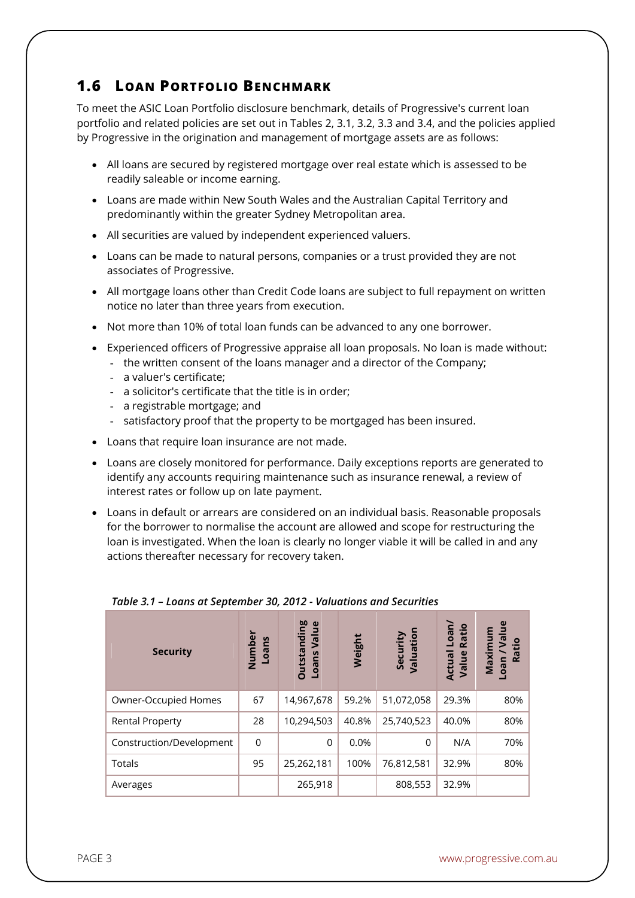## 1.6 Loan Portfolio Benchmark

To meet the ASIC Loan Portfolio disclosure benchmark, details of Progressive's current loan portfolio and related policies are set out in Tables 2, 3.1, 3.2, 3.3 and 3.4, and the policies applied by Progressive in the origination and management of mortgage assets are as follows:

- All loans are secured by registered mortgage over real estate which is assessed to be readily saleable or income earning.
- Loans are made within New South Wales and the Australian Capital Territory and predominantly within the greater Sydney Metropolitan area.
- All securities are valued by independent experienced valuers.
- Loans can be made to natural persons, companies or a trust provided they are not associates of Progressive.
- All mortgage loans other than Credit Code loans are subject to full repayment on written notice no later than three years from execution.
- Not more than 10% of total loan funds can be advanced to any one borrower.
- Experienced officers of Progressive appraise all loan proposals. No loan is made without:
  - the written consent of the loans manager and a director of the Company;
  - a valuer's certificate;
  - a solicitor's certificate that the title is in order;
  - a registrable mortgage; and
  - satisfactory proof that the property to be mortgaged has been insured.
- Loans that require loan insurance are not made.
- Loans are closely monitored for performance. Daily exceptions reports are generated to identify any accounts requiring maintenance such as insurance renewal, a review of interest rates or follow up on late payment.
- Loans in default or arrears are considered on an individual basis. Reasonable proposals for the borrower to normalise the account are allowed and scope for restructuring the loan is investigated. When the loan is clearly no longer viable it will be called in and any actions thereafter necessary for recovery taken.

*Table 3.1 – Loans at September 30, 2012 - Valuations and Securities*

| Security | Number Loans | Outstanding Loans Value | Weight | Security Valuation | Actual Loan/ Value Ratio | Maximum Loan / Value Ratio |
|---|---|---|---|---|---|---|
| Owner-Occupied Homes | 67 | 14,967,678 | 59.2% | 51,072,058 | 29.3% | 80% |
| Rental Property | 28 | 10,294,503 | 40.8% | 25,740,523 | 40.0% | 80% |
| Construction/Development | 0 | 0 | 0.0% | 0 | N/A | 70% |
| Totals | 95 | 25,262,181 | 100% | 76,812,581 | 32.9% | 80% |
| Averages | | 265,918 | | 808,553 | 32.9% | |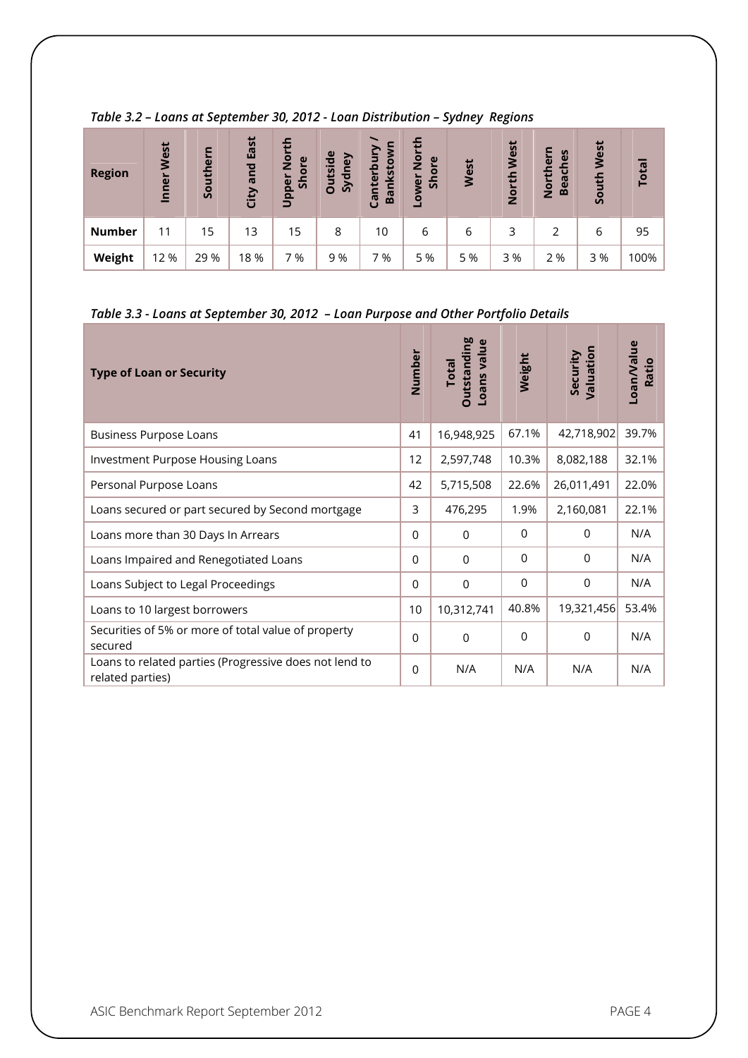*Table 3.2 – Loans at September 30, 2012 - Loan Distribution – Sydney Regions*

| Region | Inner West | Southern | City and East | Upper North Shore | Outside Sydney | Canterbury / Bankstown | Lower North Shore | West | North West | Northern Beaches | South West | Total |
|---|---|---|---|---|---|---|---|---|---|---|---|---|
| **Number** | 11 | 15 | 13 | 15 | 8 | 10 | 6 | 6 | 3 | 2 | 6 | 95 |
| **Weight** | 12 % | 29 % | 18 % | 7 % | 9 % | 7 % | 5 % | 5 % | 3 % | 2 % | 3 % | 100% |

*Table 3.3 - Loans at September 30, 2012 – Loan Purpose and Other Portfolio Details*

| Type of Loan or Security | Number | Total Outstanding Loans value | Weight | Security Valuation | Loan/Value Ratio |
|---|---|---|---|---|---|
| Business Purpose Loans | 41 | 16,948,925 | 67.1% | 42,718,902 | 39.7% |
| Investment Purpose Housing Loans | 12 | 2,597,748 | 10.3% | 8,082,188 | 32.1% |
| Personal Purpose Loans | 42 | 5,715,508 | 22.6% | 26,011,491 | 22.0% |
| Loans secured or part secured by Second mortgage | 3 | 476,295 | 1.9% | 2,160,081 | 22.1% |
| Loans more than 30 Days In Arrears | 0 | 0 | 0 | 0 | N/A |
| Loans Impaired and Renegotiated Loans | 0 | 0 | 0 | 0 | N/A |
| Loans Subject to Legal Proceedings | 0 | 0 | 0 | 0 | N/A |
| Loans to 10 largest borrowers | 10 | 10,312,741 | 40.8% | 19,321,456 | 53.4% |
| Securities of 5% or more of total value of property secured | 0 | 0 | 0 | 0 | N/A |
| Loans to related parties (Progressive does not lend to related parties) | 0 | N/A | N/A | N/A | N/A |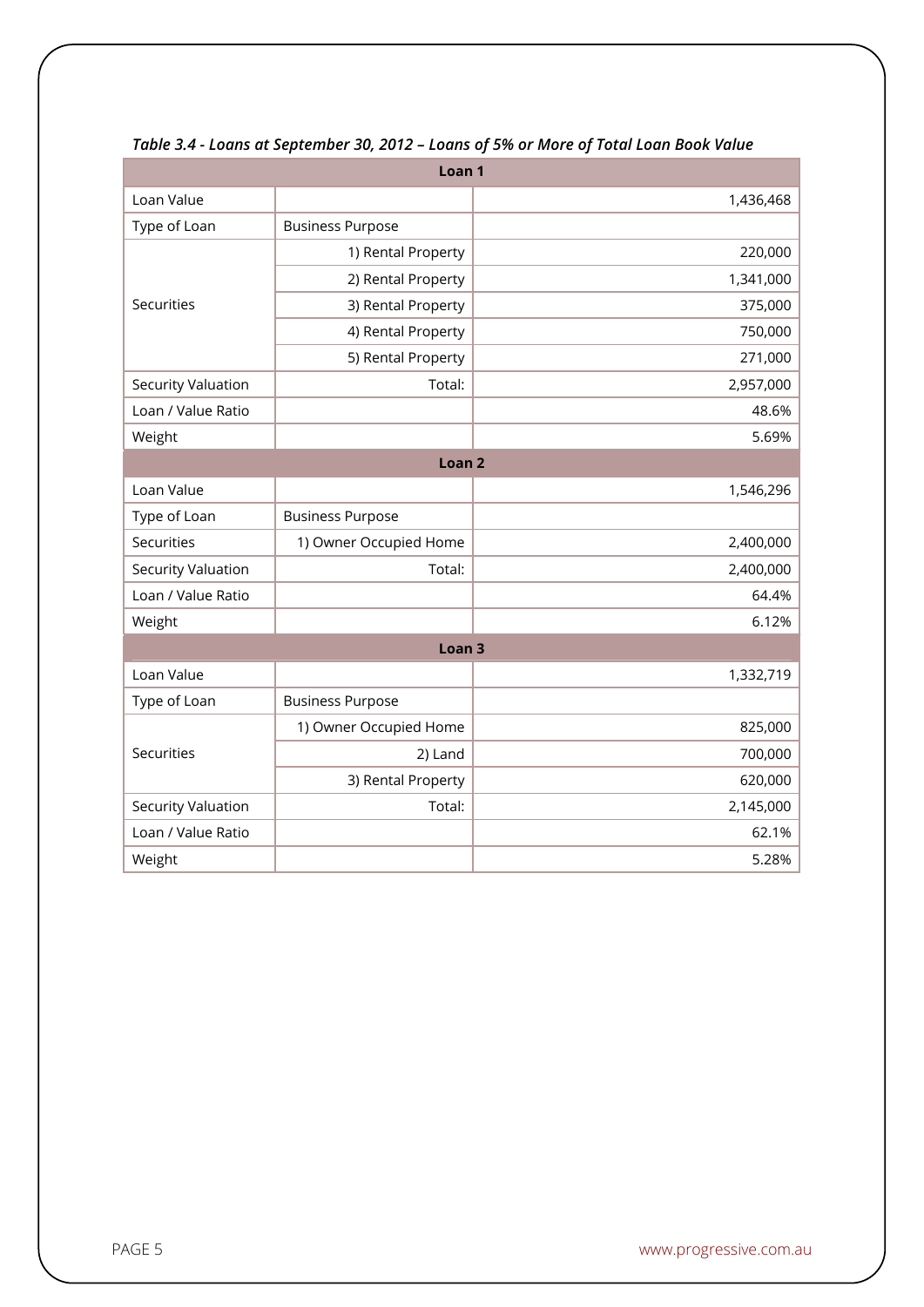*Table 3.4 - Loans at September 30, 2012 – Loans of 5% or More of Total Loan Book Value*

| Loan 1 | | |
|---|---|---|
| Loan Value | | 1,436,468 |
| Type of Loan | Business Purpose | |
| Securities | 1) Rental Property | 220,000 |
| | 2) Rental Property | 1,341,000 |
| | 3) Rental Property | 375,000 |
| | 4) Rental Property | 750,000 |
| | 5) Rental Property | 271,000 |
| Security Valuation | Total: | 2,957,000 |
| Loan / Value Ratio | | 48.6% |
| Weight | | 5.69% |
| **Loan 2** | | |
| Loan Value | | 1,546,296 |
| Type of Loan | Business Purpose | |
| Securities | 1) Owner Occupied Home | 2,400,000 |
| Security Valuation | Total: | 2,400,000 |
| Loan / Value Ratio | | 64.4% |
| Weight | | 6.12% |
| **Loan 3** | | |
| Loan Value | | 1,332,719 |
| Type of Loan | Business Purpose | |
| Securities | 1) Owner Occupied Home | 825,000 |
| | 2) Land | 700,000 |
| | 3) Rental Property | 620,000 |
| Security Valuation | Total: | 2,145,000 |
| Loan / Value Ratio | | 62.1% |
| Weight | | 5.28% |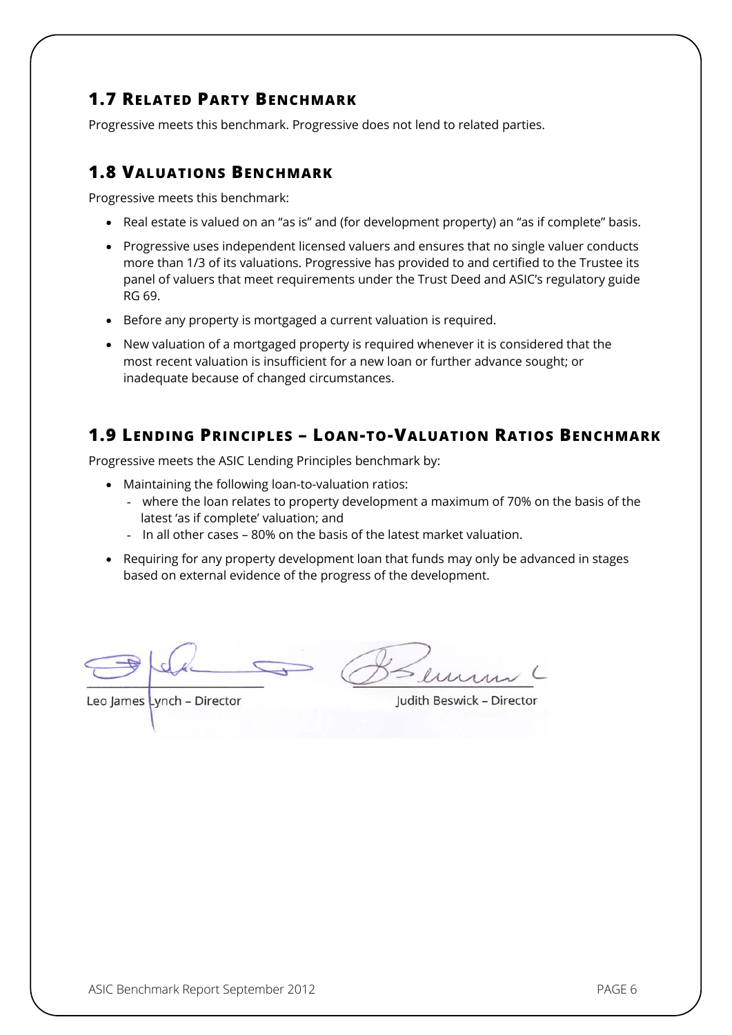## 1.7 Related Party Benchmark

Progressive meets this benchmark. Progressive does not lend to related parties.

## 1.8 Valuations Benchmark

Progressive meets this benchmark:

- Real estate is valued on an "as is" and (for development property) an "as if complete" basis.
- Progressive uses independent licensed valuers and ensures that no single valuer conducts more than 1/3 of its valuations. Progressive has provided to and certified to the Trustee its panel of valuers that meet requirements under the Trust Deed and ASIC's regulatory guide RG 69.
- Before any property is mortgaged a current valuation is required.
- New valuation of a mortgaged property is required whenever it is considered that the most recent valuation is insufficient for a new loan or further advance sought; or inadequate because of changed circumstances.

## 1.9 Lending Principles – Loan-to-Valuation Ratios Benchmark

Progressive meets the ASIC Lending Principles benchmark by:

- Maintaining the following loan-to-valuation ratios:
  - where the loan relates to property development a maximum of 70% on the basis of the latest 'as if complete' valuation; and
  - In all other cases – 80% on the basis of the latest market valuation.
- Requiring for any property development loan that funds may only be advanced in stages based on external evidence of the progress of the development.

Leo James Lynch – Director

Judith Beswick – Director